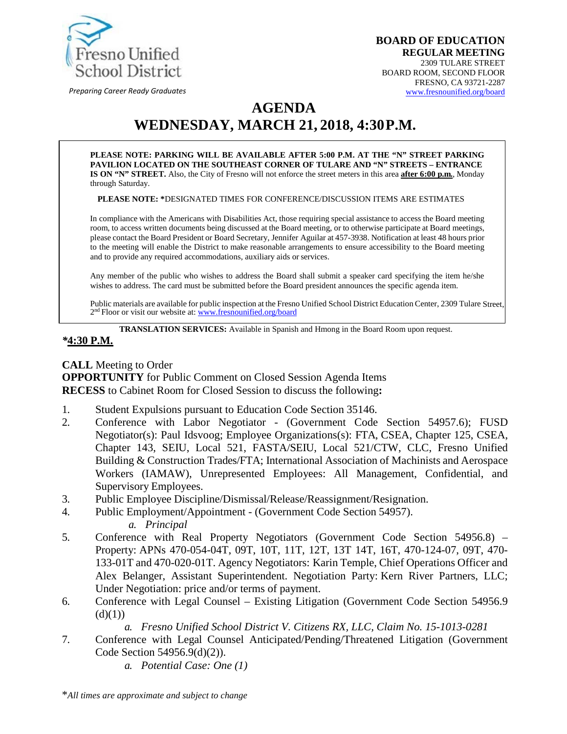Fresno Unified School District

*Preparing Career Ready Graduates*

**BOARD OF EDUCATION**
**REGULAR MEETING**
2309 TULARE STREET
BOARD ROOM, SECOND FLOOR
FRESNO, CA 93721-2287
www.fresnounified.org/board

# AGENDA
# WEDNESDAY, MARCH 21, 2018, 4:30 P.M.

**PLEASE NOTE: PARKING WILL BE AVAILABLE AFTER 5:00 P.M. AT THE "N" STREET PARKING PAVILION LOCATED ON THE SOUTHEAST CORNER OF TULARE AND "N" STREETS – ENTRANCE IS ON "N" STREET.** Also, the City of Fresno will not enforce the street meters in this area **after 6:00 p.m.**, Monday through Saturday.

**PLEASE NOTE: ***DESIGNATED TIMES FOR CONFERENCE/DISCUSSION ITEMS ARE ESTIMATES

In compliance with the Americans with Disabilities Act, those requiring special assistance to access the Board meeting room, to access written documents being discussed at the Board meeting, or to otherwise participate at Board meetings, please contact the Board President or Board Secretary, Jennifer Aguilar at 457-3938. Notification at least 48 hours prior to the meeting will enable the District to make reasonable arrangements to ensure accessibility to the Board meeting and to provide any required accommodations, auxiliary aids or services.

Any member of the public who wishes to address the Board shall submit a speaker card specifying the item he/she wishes to address. The card must be submitted before the Board president announces the specific agenda item.

Public materials are available for public inspection at the Fresno Unified School District Education Center, 2309 Tulare Street, 2nd Floor or visit our website at: www.fresnounified.org/board

**TRANSLATION SERVICES:** Available in Spanish and Hmong in the Board Room upon request.

***4:30 P.M.**

**CALL** Meeting to Order
**OPPORTUNITY** for Public Comment on Closed Session Agenda Items
**RECESS** to Cabinet Room for Closed Session to discuss the following**:**

1. Student Expulsions pursuant to Education Code Section 35146.
2. Conference with Labor Negotiator - (Government Code Section 54957.6); FUSD Negotiator(s): Paul Idsvoog; Employee Organizations(s): FTA, CSEA, Chapter 125, CSEA, Chapter 143, SEIU, Local 521, FASTA/SEIU, Local 521/CTW, CLC, Fresno Unified Building & Construction Trades/FTA; International Association of Machinists and Aerospace Workers (IAMAW), Unrepresented Employees: All Management, Confidential, and Supervisory Employees.
3. Public Employee Discipline/Dismissal/Release/Reassignment/Resignation.
4. Public Employment/Appointment - (Government Code Section 54957).
   *a. Principal*
5. Conference with Real Property Negotiators (Government Code Section 54956.8) – Property: APNs 470-054-04T, 09T, 10T, 11T, 12T, 13T 14T, 16T, 470-124-07, 09T, 470-133-01T and 470-020-01T. Agency Negotiators: Karin Temple, Chief Operations Officer and Alex Belanger, Assistant Superintendent. Negotiation Party: Kern River Partners, LLC; Under Negotiation: price and/or terms of payment.
6. Conference with Legal Counsel – Existing Litigation (Government Code Section 54956.9 (d)(1))
   *a. Fresno Unified School District V. Citizens RX, LLC, Claim No. 15-1013-0281*
7. Conference with Legal Counsel Anticipated/Pending/Threatened Litigation (Government Code Section 54956.9(d)(2)).
   *a. Potential Case: One (1)*

**All times are approximate and subject to change*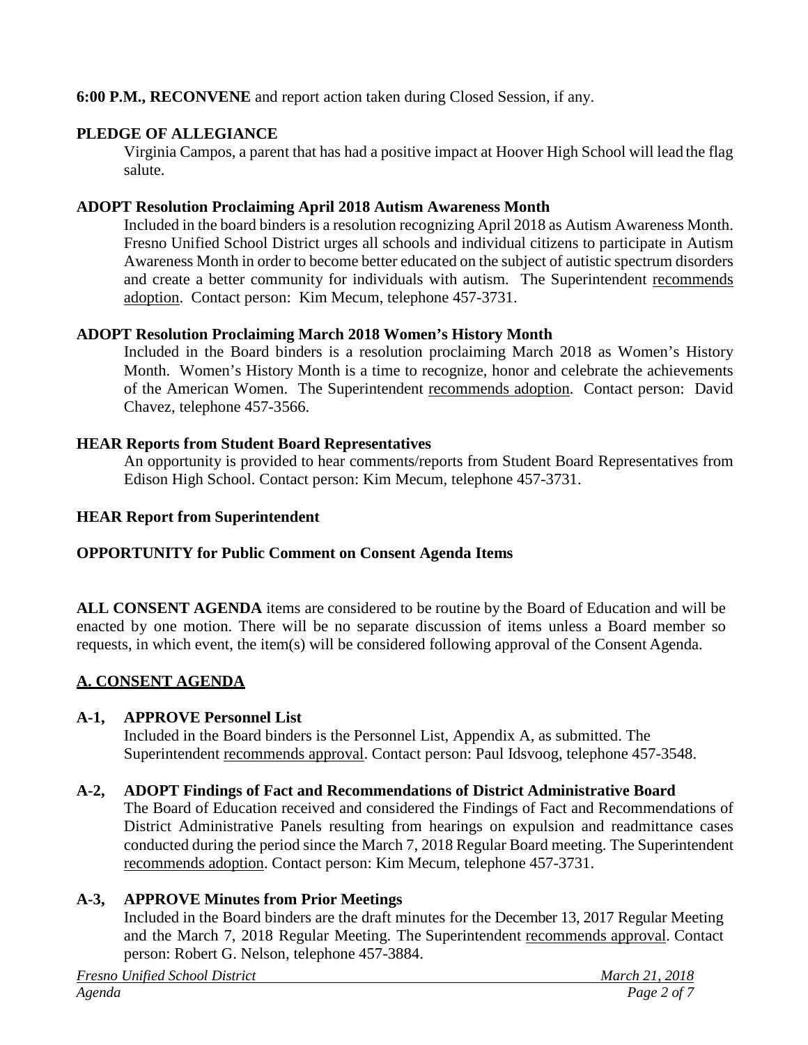**6:00 P.M., RECONVENE** and report action taken during Closed Session, if any.

**PLEDGE OF ALLEGIANCE**

Virginia Campos, a parent that has had a positive impact at Hoover High School will lead the flag salute.

**ADOPT Resolution Proclaiming April 2018 Autism Awareness Month**

Included in the board binders is a resolution recognizing April 2018 as Autism Awareness Month. Fresno Unified School District urges all schools and individual citizens to participate in Autism Awareness Month in order to become better educated on the subject of autistic spectrum disorders and create a better community for individuals with autism. The Superintendent recommends adoption. Contact person: Kim Mecum, telephone 457-3731.

**ADOPT Resolution Proclaiming March 2018 Women's History Month**

Included in the Board binders is a resolution proclaiming March 2018 as Women's History Month. Women's History Month is a time to recognize, honor and celebrate the achievements of the American Women. The Superintendent recommends adoption. Contact person: David Chavez, telephone 457-3566.

**HEAR Reports from Student Board Representatives**

An opportunity is provided to hear comments/reports from Student Board Representatives from Edison High School. Contact person: Kim Mecum, telephone 457-3731.

**HEAR Report from Superintendent**

**OPPORTUNITY for Public Comment on Consent Agenda Items**

**ALL CONSENT AGENDA** items are considered to be routine by the Board of Education and will be enacted by one motion. There will be no separate discussion of items unless a Board member so requests, in which event, the item(s) will be considered following approval of the Consent Agenda.

## A. CONSENT AGENDA

**A-1, APPROVE Personnel List**

Included in the Board binders is the Personnel List, Appendix A, as submitted. The Superintendent recommends approval. Contact person: Paul Idsvoog, telephone 457-3548.

**A-2, ADOPT Findings of Fact and Recommendations of District Administrative Board**

The Board of Education received and considered the Findings of Fact and Recommendations of District Administrative Panels resulting from hearings on expulsion and readmittance cases conducted during the period since the March 7, 2018 Regular Board meeting. The Superintendent recommends adoption. Contact person: Kim Mecum, telephone 457-3731.

**A-3, APPROVE Minutes from Prior Meetings**

Included in the Board binders are the draft minutes for the December 13, 2017 Regular Meeting and the March 7, 2018 Regular Meeting. The Superintendent recommends approval. Contact person: Robert G. Nelson, telephone 457-3884.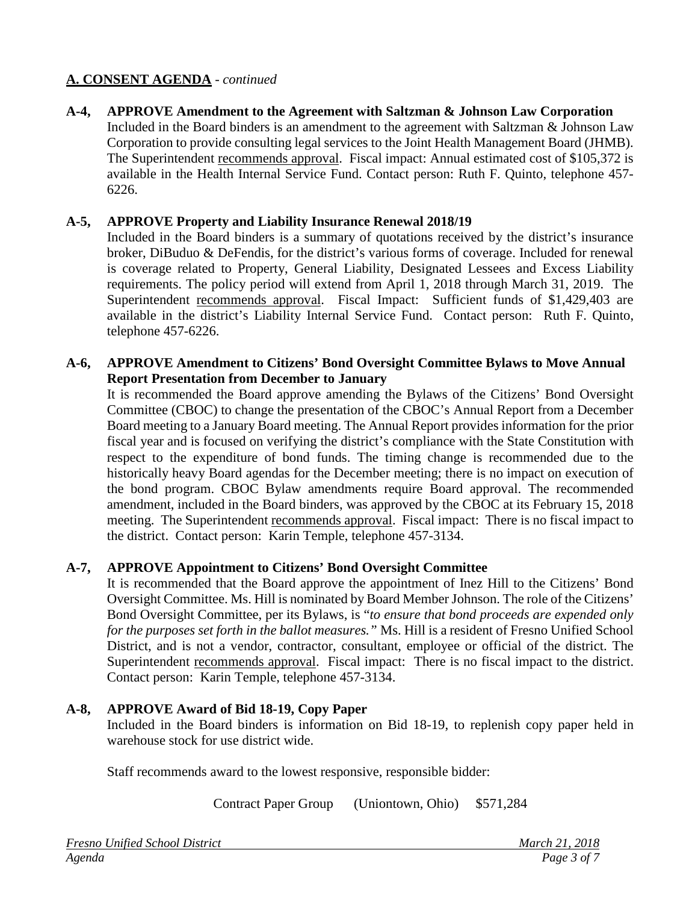## A. CONSENT AGENDA - *continued*

**A-4, APPROVE Amendment to the Agreement with Saltzman & Johnson Law Corporation**

Included in the Board binders is an amendment to the agreement with Saltzman & Johnson Law Corporation to provide consulting legal services to the Joint Health Management Board (JHMB). The Superintendent recommends approval. Fiscal impact: Annual estimated cost of $105,372 is available in the Health Internal Service Fund. Contact person: Ruth F. Quinto, telephone 457-6226.

**A-5, APPROVE Property and Liability Insurance Renewal 2018/19**

Included in the Board binders is a summary of quotations received by the district's insurance broker, DiBuduo & DeFendis, for the district's various forms of coverage. Included for renewal is coverage related to Property, General Liability, Designated Lessees and Excess Liability requirements. The policy period will extend from April 1, 2018 through March 31, 2019. The Superintendent recommends approval. Fiscal Impact: Sufficient funds of $1,429,403 are available in the district's Liability Internal Service Fund. Contact person: Ruth F. Quinto, telephone 457-6226.

**A-6, APPROVE Amendment to Citizens' Bond Oversight Committee Bylaws to Move Annual Report Presentation from December to January**

It is recommended the Board approve amending the Bylaws of the Citizens' Bond Oversight Committee (CBOC) to change the presentation of the CBOC's Annual Report from a December Board meeting to a January Board meeting. The Annual Report provides information for the prior fiscal year and is focused on verifying the district's compliance with the State Constitution with respect to the expenditure of bond funds. The timing change is recommended due to the historically heavy Board agendas for the December meeting; there is no impact on execution of the bond program. CBOC Bylaw amendments require Board approval. The recommended amendment, included in the Board binders, was approved by the CBOC at its February 15, 2018 meeting. The Superintendent recommends approval. Fiscal impact: There is no fiscal impact to the district. Contact person: Karin Temple, telephone 457-3134.

**A-7, APPROVE Appointment to Citizens' Bond Oversight Committee**

It is recommended that the Board approve the appointment of Inez Hill to the Citizens' Bond Oversight Committee. Ms. Hill is nominated by Board Member Johnson. The role of the Citizens' Bond Oversight Committee, per its Bylaws, is "*to ensure that bond proceeds are expended only for the purposes set forth in the ballot measures.*" Ms. Hill is a resident of Fresno Unified School District, and is not a vendor, contractor, consultant, employee or official of the district. The Superintendent recommends approval. Fiscal impact: There is no fiscal impact to the district. Contact person: Karin Temple, telephone 457-3134.

**A-8, APPROVE Award of Bid 18-19, Copy Paper**

Included in the Board binders is information on Bid 18-19, to replenish copy paper held in warehouse stock for use district wide.

Staff recommends award to the lowest responsive, responsible bidder:

Contract Paper Group (Uniontown, Ohio) $571,284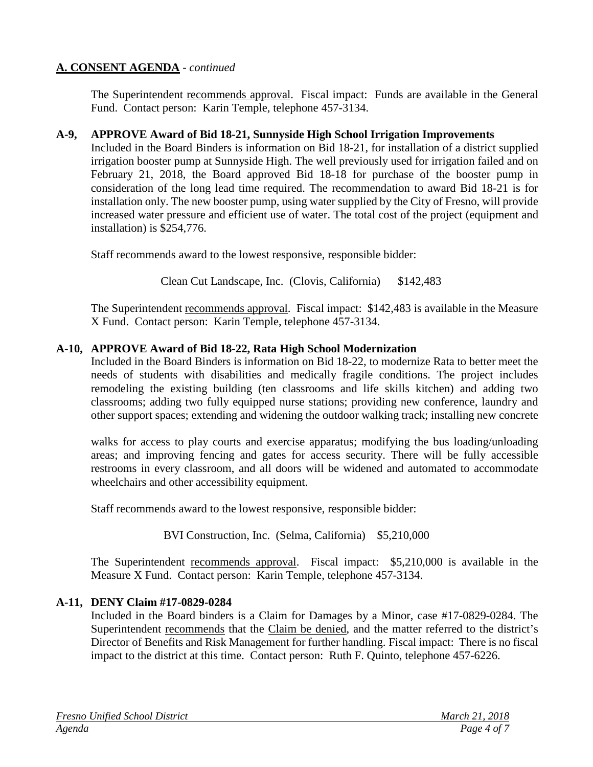## A. CONSENT AGENDA - *continued*

The Superintendent recommends approval. Fiscal impact: Funds are available in the General Fund. Contact person: Karin Temple, telephone 457-3134.

### A-9, APPROVE Award of Bid 18-21, Sunnyside High School Irrigation Improvements

Included in the Board Binders is information on Bid 18-21, for installation of a district supplied irrigation booster pump at Sunnyside High. The well previously used for irrigation failed and on February 21, 2018, the Board approved Bid 18-18 for purchase of the booster pump in consideration of the long lead time required. The recommendation to award Bid 18-21 is for installation only. The new booster pump, using water supplied by the City of Fresno, will provide increased water pressure and efficient use of water. The total cost of the project (equipment and installation) is $254,776.

Staff recommends award to the lowest responsive, responsible bidder:

Clean Cut Landscape, Inc. (Clovis, California) $142,483

The Superintendent recommends approval. Fiscal impact: $142,483 is available in the Measure X Fund. Contact person: Karin Temple, telephone 457-3134.

### A-10, APPROVE Award of Bid 18-22, Rata High School Modernization

Included in the Board Binders is information on Bid 18-22, to modernize Rata to better meet the needs of students with disabilities and medically fragile conditions. The project includes remodeling the existing building (ten classrooms and life skills kitchen) and adding two classrooms; adding two fully equipped nurse stations; providing new conference, laundry and other support spaces; extending and widening the outdoor walking track; installing new concrete walks for access to play courts and exercise apparatus; modifying the bus loading/unloading areas; and improving fencing and gates for access security. There will be fully accessible restrooms in every classroom, and all doors will be widened and automated to accommodate wheelchairs and other accessibility equipment.

Staff recommends award to the lowest responsive, responsible bidder:

BVI Construction, Inc. (Selma, California) $5,210,000

The Superintendent recommends approval. Fiscal impact: $5,210,000 is available in the Measure X Fund. Contact person: Karin Temple, telephone 457-3134.

### A-11, DENY Claim #17-0829-0284

Included in the Board binders is a Claim for Damages by a Minor, case #17-0829-0284. The Superintendent recommends that the Claim be denied, and the matter referred to the district's Director of Benefits and Risk Management for further handling. Fiscal impact: There is no fiscal impact to the district at this time. Contact person: Ruth F. Quinto, telephone 457-6226.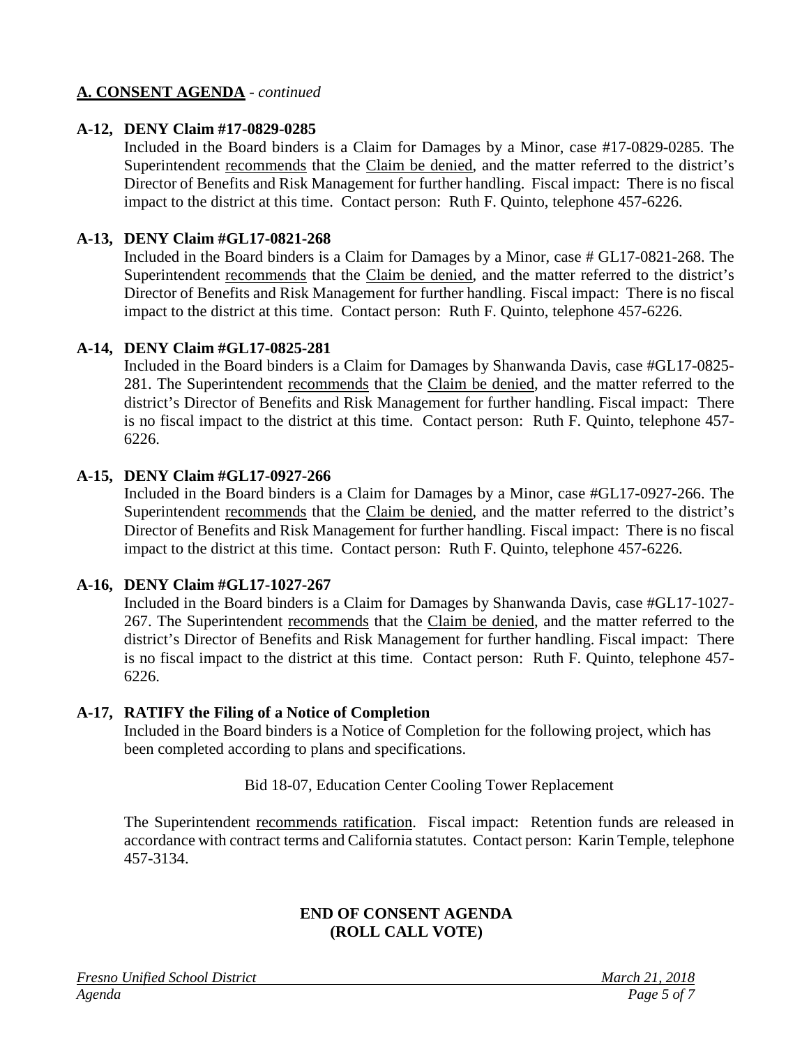## **A. CONSENT AGENDA** - *continued*

### **A-12, DENY Claim #17-0829-0285**

Included in the Board binders is a Claim for Damages by a Minor, case #17-0829-0285. The Superintendent recommends that the Claim be denied, and the matter referred to the district's Director of Benefits and Risk Management for further handling. Fiscal impact: There is no fiscal impact to the district at this time. Contact person: Ruth F. Quinto, telephone 457-6226.

### **A-13, DENY Claim #GL17-0821-268**

Included in the Board binders is a Claim for Damages by a Minor, case # GL17-0821-268. The Superintendent recommends that the Claim be denied, and the matter referred to the district's Director of Benefits and Risk Management for further handling. Fiscal impact: There is no fiscal impact to the district at this time. Contact person: Ruth F. Quinto, telephone 457-6226.

### **A-14, DENY Claim #GL17-0825-281**

Included in the Board binders is a Claim for Damages by Shanwanda Davis, case #GL17-0825-281. The Superintendent recommends that the Claim be denied, and the matter referred to the district's Director of Benefits and Risk Management for further handling. Fiscal impact: There is no fiscal impact to the district at this time. Contact person: Ruth F. Quinto, telephone 457-6226.

### **A-15, DENY Claim #GL17-0927-266**

Included in the Board binders is a Claim for Damages by a Minor, case #GL17-0927-266. The Superintendent recommends that the Claim be denied, and the matter referred to the district's Director of Benefits and Risk Management for further handling. Fiscal impact: There is no fiscal impact to the district at this time. Contact person: Ruth F. Quinto, telephone 457-6226.

### **A-16, DENY Claim #GL17-1027-267**

Included in the Board binders is a Claim for Damages by Shanwanda Davis, case #GL17-1027-267. The Superintendent recommends that the Claim be denied, and the matter referred to the district's Director of Benefits and Risk Management for further handling. Fiscal impact: There is no fiscal impact to the district at this time. Contact person: Ruth F. Quinto, telephone 457-6226.

### **A-17, RATIFY the Filing of a Notice of Completion**

Included in the Board binders is a Notice of Completion for the following project, which has been completed according to plans and specifications.

Bid 18-07, Education Center Cooling Tower Replacement

The Superintendent recommends ratification. Fiscal impact: Retention funds are released in accordance with contract terms and California statutes. Contact person: Karin Temple, telephone 457-3134.

**END OF CONSENT AGENDA**
**(ROLL CALL VOTE)**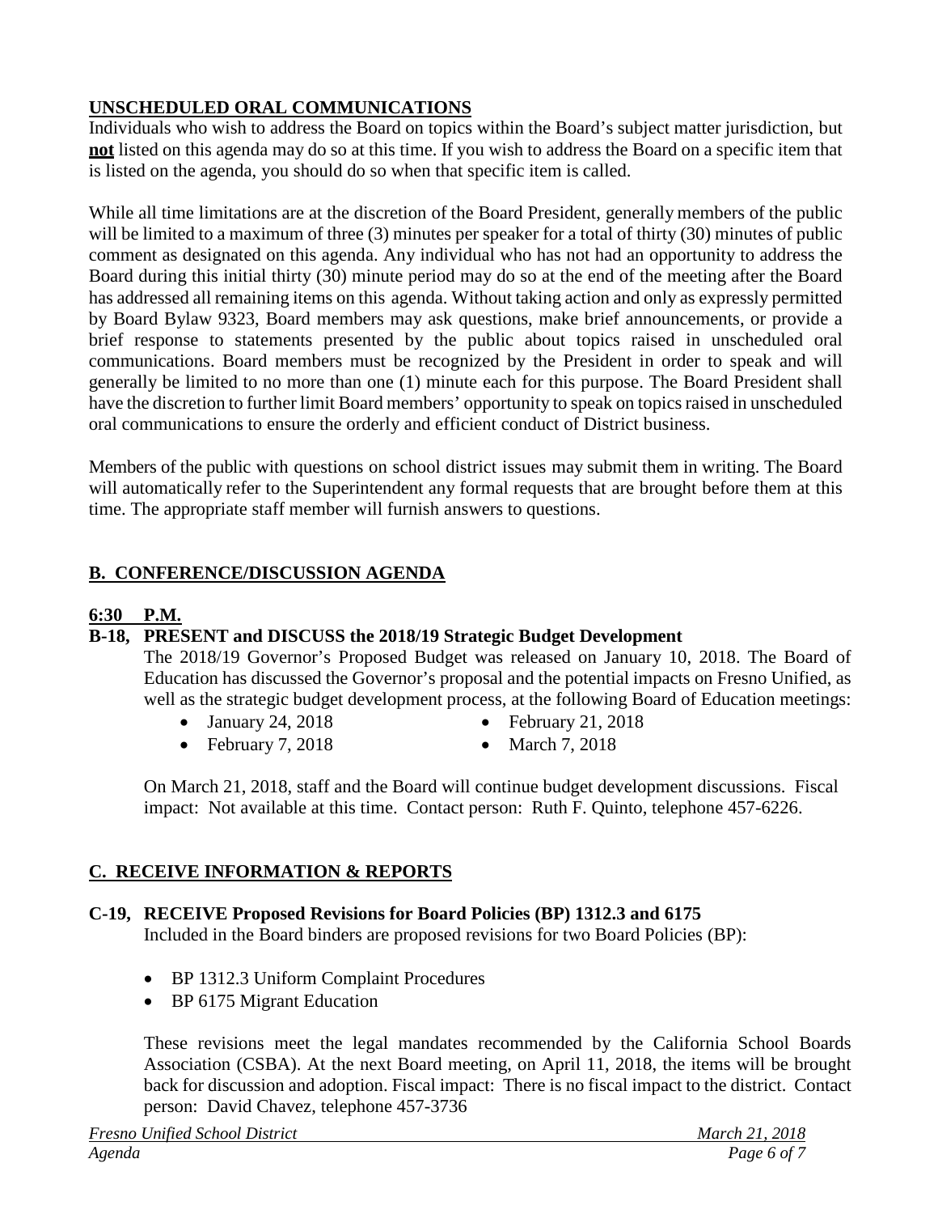## UNSCHEDULED ORAL COMMUNICATIONS

Individuals who wish to address the Board on topics within the Board's subject matter jurisdiction, but **not** listed on this agenda may do so at this time. If you wish to address the Board on a specific item that is listed on the agenda, you should do so when that specific item is called.

While all time limitations are at the discretion of the Board President, generally members of the public will be limited to a maximum of three (3) minutes per speaker for a total of thirty (30) minutes of public comment as designated on this agenda. Any individual who has not had an opportunity to address the Board during this initial thirty (30) minute period may do so at the end of the meeting after the Board has addressed all remaining items on this agenda. Without taking action and only as expressly permitted by Board Bylaw 9323, Board members may ask questions, make brief announcements, or provide a brief response to statements presented by the public about topics raised in unscheduled oral communications. Board members must be recognized by the President in order to speak and will generally be limited to no more than one (1) minute each for this purpose. The Board President shall have the discretion to further limit Board members' opportunity to speak on topics raised in unscheduled oral communications to ensure the orderly and efficient conduct of District business.

Members of the public with questions on school district issues may submit them in writing. The Board will automatically refer to the Superintendent any formal requests that are brought before them at this time. The appropriate staff member will furnish answers to questions.

## B. CONFERENCE/DISCUSSION AGENDA

**6:30 P.M.**

**B-18, PRESENT and DISCUSS the 2018/19 Strategic Budget Development**

The 2018/19 Governor's Proposed Budget was released on January 10, 2018. The Board of Education has discussed the Governor's proposal and the potential impacts on Fresno Unified, as well as the strategic budget development process, at the following Board of Education meetings:

- January 24, 2018
- February 7, 2018
- February 21, 2018
- March 7, 2018

On March 21, 2018, staff and the Board will continue budget development discussions. Fiscal impact: Not available at this time. Contact person: Ruth F. Quinto, telephone 457-6226.

## C. RECEIVE INFORMATION & REPORTS

**C-19, RECEIVE Proposed Revisions for Board Policies (BP) 1312.3 and 6175**

Included in the Board binders are proposed revisions for two Board Policies (BP):

- BP 1312.3 Uniform Complaint Procedures
- BP 6175 Migrant Education

These revisions meet the legal mandates recommended by the California School Boards Association (CSBA). At the next Board meeting, on April 11, 2018, the items will be brought back for discussion and adoption. Fiscal impact: There is no fiscal impact to the district. Contact person: David Chavez, telephone 457-3736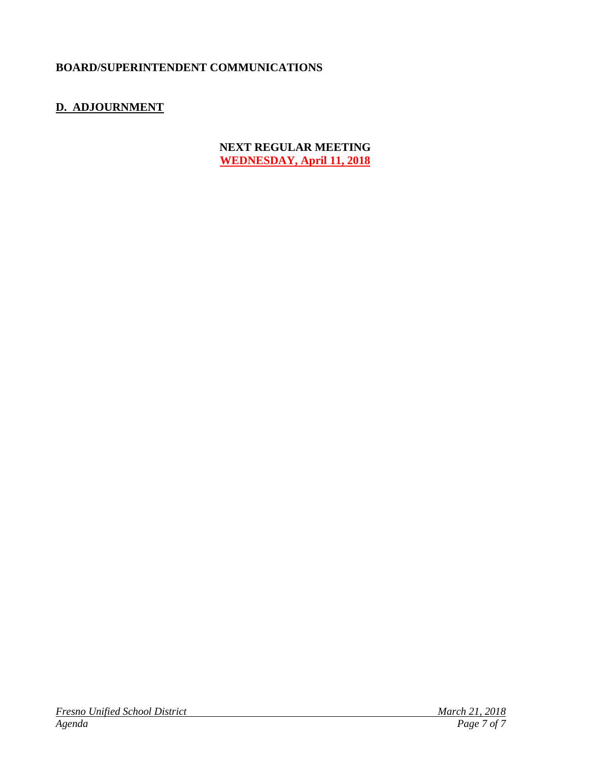**BOARD/SUPERINTENDENT COMMUNICATIONS**

## D. ADJOURNMENT

**NEXT REGULAR MEETING**
**WEDNESDAY, April 11, 2018**